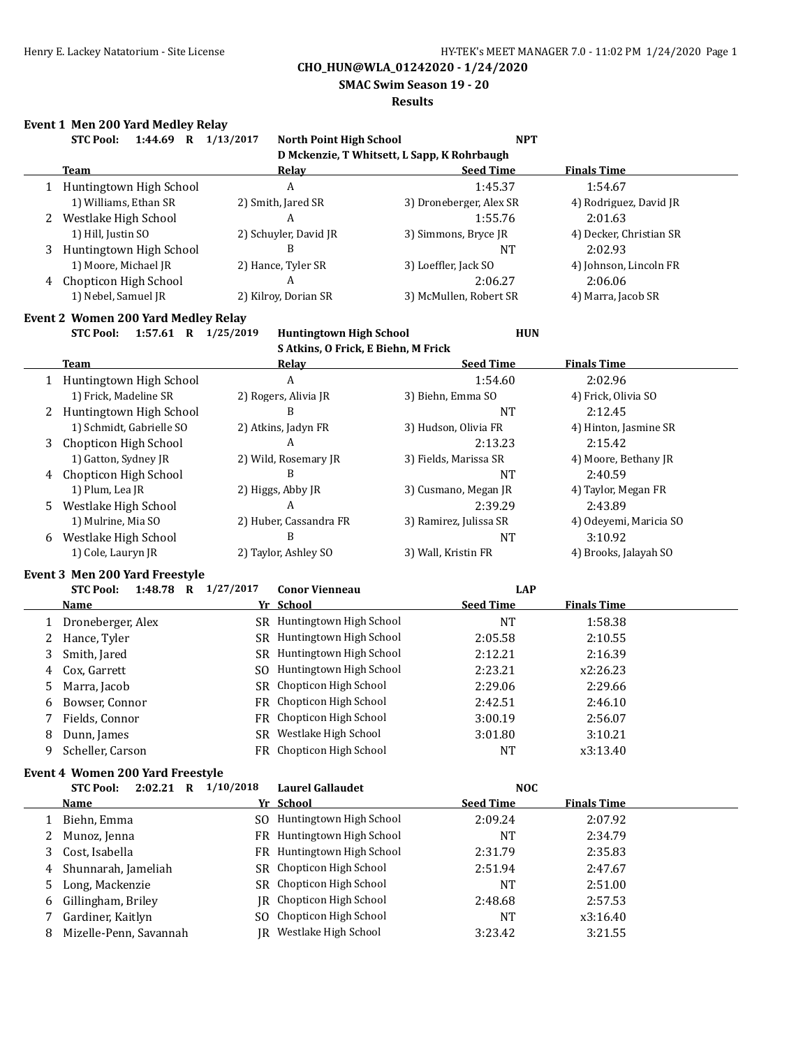Henry E. Lackey Natatorium - Site License — HY-TEK's MEET MANAGER 7.0 - 11:02 PM 1/24/2020

# CHO_HUN@WLA_01242020 - 1/24/2020

## SMAC Swim Season 19 - 20

## Results

### Event 1 Men 200 Yard Medley Relay

**STC Pool: 1:44.69 R 1/13/2017 North Point High School NPT**
**D Mckenzie, T Whitsett, L Sapp, K Rohrbaugh**

| | Team | Relay | Seed Time | Finals Time |
|---|---|---|---|---|
| 1 | Huntingtown High School | A | 1:45.37 | 1:54.67 |
| | 1) Williams, Ethan SR | 2) Smith, Jared SR | 3) Droneberger, Alex SR | 4) Rodriguez, David JR |
| 2 | Westlake High School | A | 1:55.76 | 2:01.63 |
| | 1) Hill, Justin SO | 2) Schuyler, David JR | 3) Simmons, Bryce JR | 4) Decker, Christian SR |
| 3 | Huntingtown High School | B | NT | 2:02.93 |
| | 1) Moore, Michael JR | 2) Hance, Tyler SR | 3) Loeffler, Jack SO | 4) Johnson, Lincoln FR |
| 4 | Chopticon High School | A | 2:06.27 | 2:06.06 |
| | 1) Nebel, Samuel JR | 2) Kilroy, Dorian SR | 3) McMullen, Robert SR | 4) Marra, Jacob SR |

### Event 2 Women 200 Yard Medley Relay

**STC Pool: 1:57.61 R 1/25/2019 Huntingtown High School HUN**
**S Atkins, O Frick, E Biehn, M Frick**

| | Team | Relay | Seed Time | Finals Time |
|---|---|---|---|---|
| 1 | Huntingtown High School | A | 1:54.60 | 2:02.96 |
| | 1) Frick, Madeline SR | 2) Rogers, Alivia JR | 3) Biehn, Emma SO | 4) Frick, Olivia SO |
| 2 | Huntingtown High School | B | NT | 2:12.45 |
| | 1) Schmidt, Gabrielle SO | 2) Atkins, Jadyn FR | 3) Hudson, Olivia FR | 4) Hinton, Jasmine SR |
| 3 | Chopticon High School | A | 2:13.23 | 2:15.42 |
| | 1) Gatton, Sydney JR | 2) Wild, Rosemary JR | 3) Fields, Marissa SR | 4) Moore, Bethany JR |
| 4 | Chopticon High School | B | NT | 2:40.59 |
| | 1) Plum, Lea JR | 2) Higgs, Abby JR | 3) Cusmano, Megan JR | 4) Taylor, Megan FR |
| 5 | Westlake High School | A | 2:39.29 | 2:43.89 |
| | 1) Mulrine, Mia SO | 2) Huber, Cassandra FR | 3) Ramirez, Julissa SR | 4) Odeyemi, Maricia SO |
| 6 | Westlake High School | B | NT | 3:10.92 |
| | 1) Cole, Lauryn JR | 2) Taylor, Ashley SO | 3) Wall, Kristin FR | 4) Brooks, Jalayah SO |

### Event 3 Men 200 Yard Freestyle

**STC Pool: 1:48.78 R 1/27/2017 Conor Vienneau LAP**

| | Name | Yr | School | Seed Time | Finals Time |
|---|---|---|---|---|---|
| 1 | Droneberger, Alex | SR | Huntingtown High School | NT | 1:58.38 |
| 2 | Hance, Tyler | SR | Huntingtown High School | 2:05.58 | 2:10.55 |
| 3 | Smith, Jared | SR | Huntingtown High School | 2:12.21 | 2:16.39 |
| 4 | Cox, Garrett | SO | Huntingtown High School | 2:23.21 | x2:26.23 |
| 5 | Marra, Jacob | SR | Chopticon High School | 2:29.06 | 2:29.66 |
| 6 | Bowser, Connor | FR | Chopticon High School | 2:42.51 | 2:46.10 |
| 7 | Fields, Connor | FR | Chopticon High School | 3:00.19 | 2:56.07 |
| 8 | Dunn, James | SR | Westlake High School | 3:01.80 | 3:10.21 |
| 9 | Scheller, Carson | FR | Chopticon High School | NT | x3:13.40 |

### Event 4 Women 200 Yard Freestyle

**STC Pool: 2:02.21 R 1/10/2018 Laurel Gallaudet NOC**

| | Name | Yr | School | Seed Time | Finals Time |
|---|---|---|---|---|---|
| 1 | Biehn, Emma | SO | Huntingtown High School | 2:09.24 | 2:07.92 |
| 2 | Munoz, Jenna | FR | Huntingtown High School | NT | 2:34.79 |
| 3 | Cost, Isabella | FR | Huntingtown High School | 2:31.79 | 2:35.83 |
| 4 | Shunnarah, Jameliah | SR | Chopticon High School | 2:51.94 | 2:47.67 |
| 5 | Long, Mackenzie | SR | Chopticon High School | NT | 2:51.00 |
| 6 | Gillingham, Briley | JR | Chopticon High School | 2:48.68 | 2:57.53 |
| 7 | Gardiner, Kaitlyn | SO | Chopticon High School | NT | x3:16.40 |
| 8 | Mizelle-Penn, Savannah | JR | Westlake High School | 3:23.42 | 3:21.55 |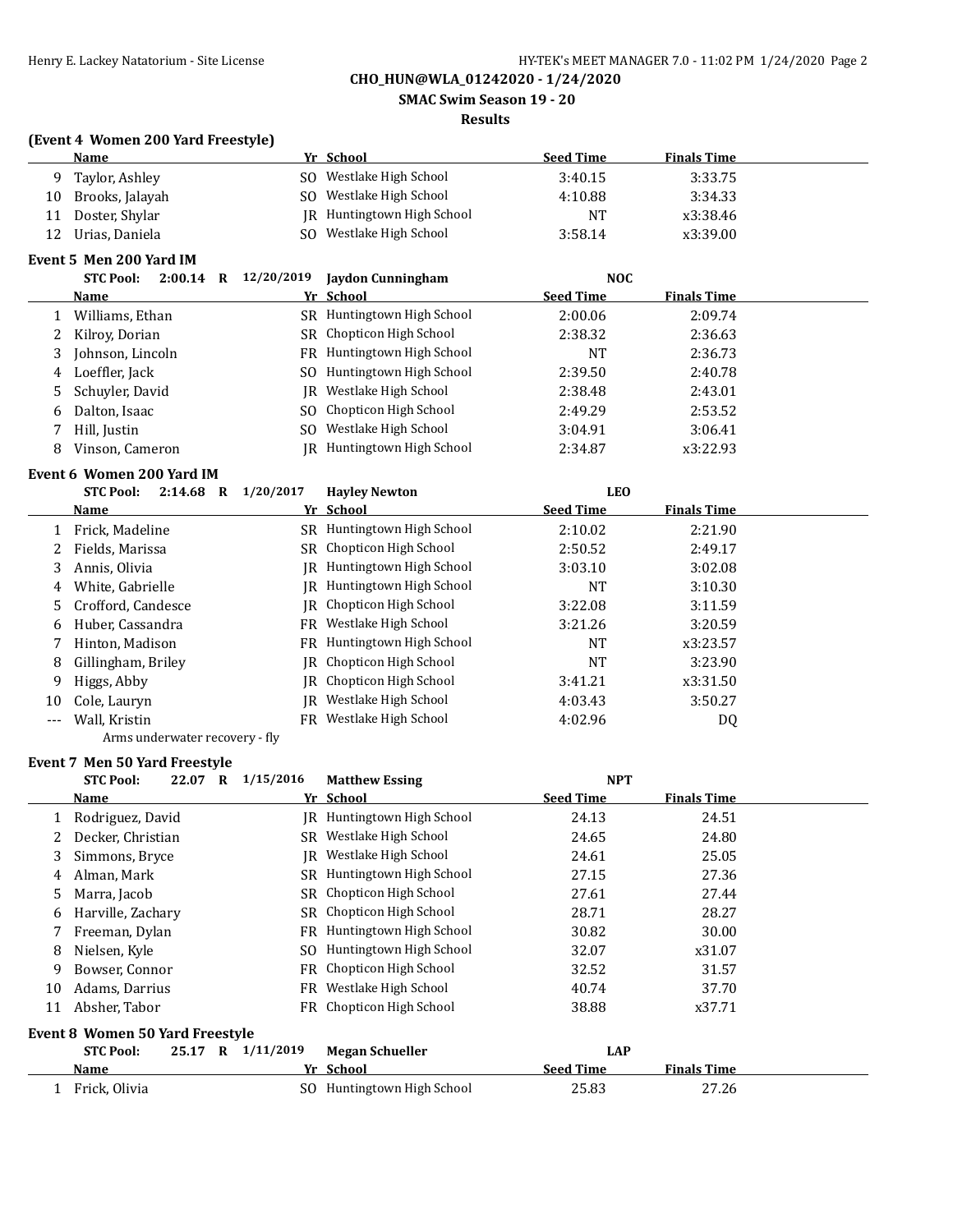**CHO_HUN@WLA_01242020 - 1/24/2020**

**SMAC Swim Season 19 - 20**

**Results**

### (Event 4 Women 200 Yard Freestyle)

| | Name | Yr | School | Seed Time | Finals Time |
|---|---|---|---|---|---|
| 9 | Taylor, Ashley | SO | Westlake High School | 3:40.15 | 3:33.75 |
| 10 | Brooks, Jalayah | SO | Westlake High School | 4:10.88 | 3:34.33 |
| 11 | Doster, Shylar | JR | Huntingtown High School | NT | x3:38.46 |
| 12 | Urias, Daniela | SO | Westlake High School | 3:58.14 | x3:39.00 |

### Event 5 Men 200 Yard IM

**STC Pool: 2:00.14 R 12/20/2019 Jaydon Cunningham NOC**

| | Name | Yr | School | Seed Time | Finals Time |
|---|---|---|---|---|---|
| 1 | Williams, Ethan | SR | Huntingtown High School | 2:00.06 | 2:09.74 |
| 2 | Kilroy, Dorian | SR | Chopticon High School | 2:38.32 | 2:36.63 |
| 3 | Johnson, Lincoln | FR | Huntingtown High School | NT | 2:36.73 |
| 4 | Loeffler, Jack | SO | Huntingtown High School | 2:39.50 | 2:40.78 |
| 5 | Schuyler, David | JR | Westlake High School | 2:38.48 | 2:43.01 |
| 6 | Dalton, Isaac | SO | Chopticon High School | 2:49.29 | 2:53.52 |
| 7 | Hill, Justin | SO | Westlake High School | 3:04.91 | 3:06.41 |
| 8 | Vinson, Cameron | JR | Huntingtown High School | 2:34.87 | x3:22.93 |

### Event 6 Women 200 Yard IM

**STC Pool: 2:14.68 R 1/20/2017 Hayley Newton LEO**

| | Name | Yr | School | Seed Time | Finals Time |
|---|---|---|---|---|---|
| 1 | Frick, Madeline | SR | Huntingtown High School | 2:10.02 | 2:21.90 |
| 2 | Fields, Marissa | SR | Chopticon High School | 2:50.52 | 2:49.17 |
| 3 | Annis, Olivia | JR | Huntingtown High School | 3:03.10 | 3:02.08 |
| 4 | White, Gabrielle | JR | Huntingtown High School | NT | 3:10.30 |
| 5 | Crofford, Candesce | JR | Chopticon High School | 3:22.08 | 3:11.59 |
| 6 | Huber, Cassandra | FR | Westlake High School | 3:21.26 | 3:20.59 |
| 7 | Hinton, Madison | FR | Huntingtown High School | NT | x3:23.57 |
| 8 | Gillingham, Briley | JR | Chopticon High School | NT | 3:23.90 |
| 9 | Higgs, Abby | JR | Chopticon High School | 3:41.21 | x3:31.50 |
| 10 | Cole, Lauryn | JR | Westlake High School | 4:03.43 | 3:50.27 |
| --- | Wall, Kristin | FR | Westlake High School | 4:02.96 | DQ |
| | Arms underwater recovery - fly | | | | |

### Event 7 Men 50 Yard Freestyle

**STC Pool: 22.07 R 1/15/2016 Matthew Essing NPT**

| | Name | Yr | School | Seed Time | Finals Time |
|---|---|---|---|---|---|
| 1 | Rodriguez, David | JR | Huntingtown High School | 24.13 | 24.51 |
| 2 | Decker, Christian | SR | Westlake High School | 24.65 | 24.80 |
| 3 | Simmons, Bryce | JR | Westlake High School | 24.61 | 25.05 |
| 4 | Alman, Mark | SR | Huntingtown High School | 27.15 | 27.36 |
| 5 | Marra, Jacob | SR | Chopticon High School | 27.61 | 27.44 |
| 6 | Harville, Zachary | SR | Chopticon High School | 28.71 | 28.27 |
| 7 | Freeman, Dylan | FR | Huntingtown High School | 30.82 | 30.00 |
| 8 | Nielsen, Kyle | SO | Huntingtown High School | 32.07 | x31.07 |
| 9 | Bowser, Connor | FR | Chopticon High School | 32.52 | 31.57 |
| 10 | Adams, Darrius | FR | Westlake High School | 40.74 | 37.70 |
| 11 | Absher, Tabor | FR | Chopticon High School | 38.88 | x37.71 |

### Event 8 Women 50 Yard Freestyle

**STC Pool: 25.17 R 1/11/2019 Megan Schueller LAP**

| | Name | Yr | School | Seed Time | Finals Time |
|---|---|---|---|---|---|
| 1 | Frick, Olivia | SO | Huntingtown High School | 25.83 | 27.26 |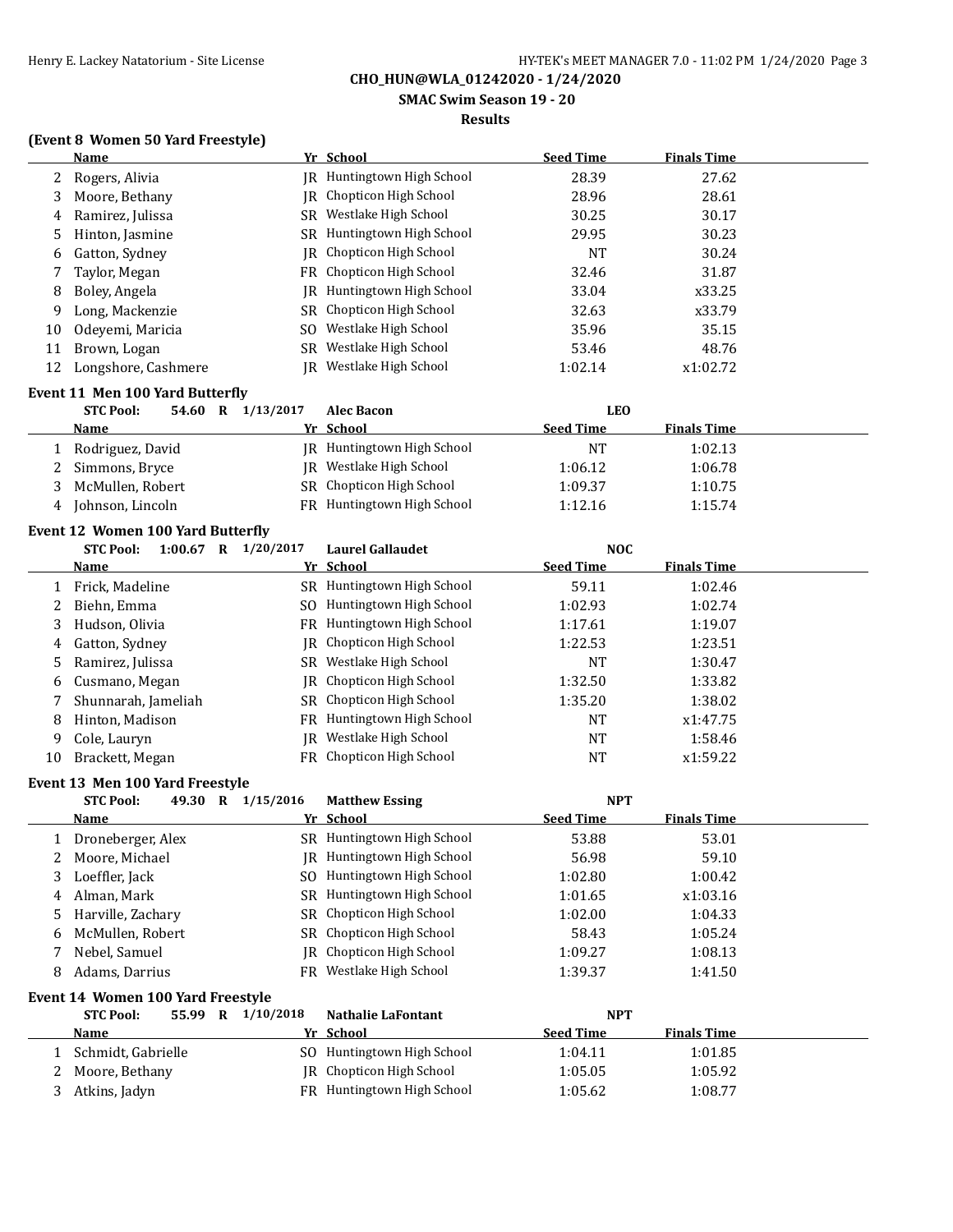**CHO_HUN@WLA_01242020 - 1/24/2020**

**SMAC Swim Season 19 - 20**

**Results**

### (Event 8 Women 50 Yard Freestyle)

| | Name | Yr | School | Seed Time | Finals Time |
|---|---|---|---|---|---|
| 2 | Rogers, Alivia | JR | Huntingtown High School | 28.39 | 27.62 |
| 3 | Moore, Bethany | JR | Chopticon High School | 28.96 | 28.61 |
| 4 | Ramirez, Julissa | SR | Westlake High School | 30.25 | 30.17 |
| 5 | Hinton, Jasmine | SR | Huntingtown High School | 29.95 | 30.23 |
| 6 | Gatton, Sydney | JR | Chopticon High School | NT | 30.24 |
| 7 | Taylor, Megan | FR | Chopticon High School | 32.46 | 31.87 |
| 8 | Boley, Angela | JR | Huntingtown High School | 33.04 | x33.25 |
| 9 | Long, Mackenzie | SR | Chopticon High School | 32.63 | x33.79 |
| 10 | Odeyemi, Maricia | SO | Westlake High School | 35.96 | 35.15 |
| 11 | Brown, Logan | SR | Westlake High School | 53.46 | 48.76 |
| 12 | Longshore, Cashmere | JR | Westlake High School | 1:02.14 | x1:02.72 |

### Event 11 Men 100 Yard Butterfly

STC Pool: 54.60 R 1/13/2017 Alec Bacon LEO

| | Name | Yr | School | Seed Time | Finals Time |
|---|---|---|---|---|---|
| 1 | Rodriguez, David | JR | Huntingtown High School | NT | 1:02.13 |
| 2 | Simmons, Bryce | JR | Westlake High School | 1:06.12 | 1:06.78 |
| 3 | McMullen, Robert | SR | Chopticon High School | 1:09.37 | 1:10.75 |
| 4 | Johnson, Lincoln | FR | Huntingtown High School | 1:12.16 | 1:15.74 |

### Event 12 Women 100 Yard Butterfly

STC Pool: 1:00.67 R 1/20/2017 Laurel Gallaudet NOC

| | Name | Yr | School | Seed Time | Finals Time |
|---|---|---|---|---|---|
| 1 | Frick, Madeline | SR | Huntingtown High School | 59.11 | 1:02.46 |
| 2 | Biehn, Emma | SO | Huntingtown High School | 1:02.93 | 1:02.74 |
| 3 | Hudson, Olivia | FR | Huntingtown High School | 1:17.61 | 1:19.07 |
| 4 | Gatton, Sydney | JR | Chopticon High School | 1:22.53 | 1:23.51 |
| 5 | Ramirez, Julissa | SR | Westlake High School | NT | 1:30.47 |
| 6 | Cusmano, Megan | JR | Chopticon High School | 1:32.50 | 1:33.82 |
| 7 | Shunnarah, Jameliah | SR | Chopticon High School | 1:35.20 | 1:38.02 |
| 8 | Hinton, Madison | FR | Huntingtown High School | NT | x1:47.75 |
| 9 | Cole, Lauryn | JR | Westlake High School | NT | 1:58.46 |
| 10 | Brackett, Megan | FR | Chopticon High School | NT | x1:59.22 |

### Event 13 Men 100 Yard Freestyle

STC Pool: 49.30 R 1/15/2016 Matthew Essing NPT

| | Name | Yr | School | Seed Time | Finals Time |
|---|---|---|---|---|---|
| 1 | Droneberger, Alex | SR | Huntingtown High School | 53.88 | 53.01 |
| 2 | Moore, Michael | JR | Huntingtown High School | 56.98 | 59.10 |
| 3 | Loeffler, Jack | SO | Huntingtown High School | 1:02.80 | 1:00.42 |
| 4 | Alman, Mark | SR | Huntingtown High School | 1:01.65 | x1:03.16 |
| 5 | Harville, Zachary | SR | Chopticon High School | 1:02.00 | 1:04.33 |
| 6 | McMullen, Robert | SR | Chopticon High School | 58.43 | 1:05.24 |
| 7 | Nebel, Samuel | JR | Chopticon High School | 1:09.27 | 1:08.13 |
| 8 | Adams, Darrius | FR | Westlake High School | 1:39.37 | 1:41.50 |

### Event 14 Women 100 Yard Freestyle

STC Pool: 55.99 R 1/10/2018 Nathalie LaFontant NPT

| | Name | Yr | School | Seed Time | Finals Time |
|---|---|---|---|---|---|
| 1 | Schmidt, Gabrielle | SO | Huntingtown High School | 1:04.11 | 1:01.85 |
| 2 | Moore, Bethany | JR | Chopticon High School | 1:05.05 | 1:05.92 |
| 3 | Atkins, Jadyn | FR | Huntingtown High School | 1:05.62 | 1:08.77 |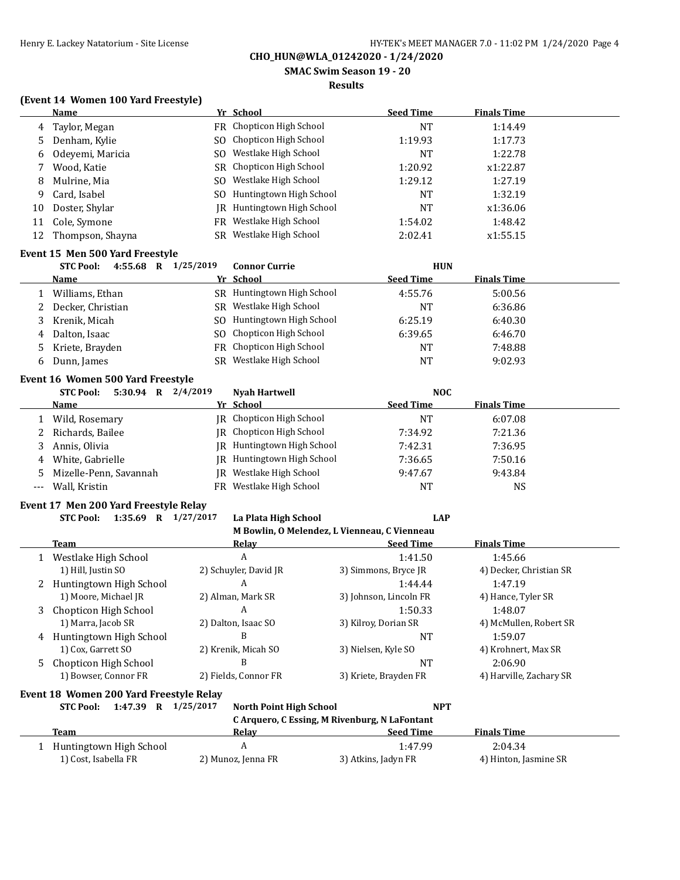**CHO_HUN@WLA_01242020 - 1/24/2020**

**SMAC Swim Season 19 - 20**

**Results**

### (Event 14 Women 100 Yard Freestyle)

| | Name | Yr | School | Seed Time | Finals Time |
|---|---|---|---|---|---|
| 4 | Taylor, Megan | FR | Chopticon High School | NT | 1:14.49 |
| 5 | Denham, Kylie | SO | Chopticon High School | 1:19.93 | 1:17.73 |
| 6 | Odeyemi, Maricia | SO | Westlake High School | NT | 1:22.78 |
| 7 | Wood, Katie | SR | Chopticon High School | 1:20.92 | x1:22.87 |
| 8 | Mulrine, Mia | SO | Westlake High School | 1:29.12 | 1:27.19 |
| 9 | Card, Isabel | SO | Huntingtown High School | NT | 1:32.19 |
| 10 | Doster, Shylar | JR | Huntingtown High School | NT | x1:36.06 |
| 11 | Cole, Symone | FR | Westlake High School | 1:54.02 | 1:48.42 |
| 12 | Thompson, Shayna | SR | Westlake High School | 2:02.41 | x1:55.15 |

### Event 15 Men 500 Yard Freestyle

**STC Pool: 4:55.68 R 1/25/2019 Connor Currie HUN**

| | Name | Yr | School | Seed Time | Finals Time |
|---|---|---|---|---|---|
| 1 | Williams, Ethan | SR | Huntingtown High School | 4:55.76 | 5:00.56 |
| 2 | Decker, Christian | SR | Westlake High School | NT | 6:36.86 |
| 3 | Krenik, Micah | SO | Huntingtown High School | 6:25.19 | 6:40.30 |
| 4 | Dalton, Isaac | SO | Chopticon High School | 6:39.65 | 6:46.70 |
| 5 | Kriete, Brayden | FR | Chopticon High School | NT | 7:48.88 |
| 6 | Dunn, James | SR | Westlake High School | NT | 9:02.93 |

### Event 16 Women 500 Yard Freestyle

**STC Pool: 5:30.94 R 2/4/2019 Nyah Hartwell NOC**

| | Name | Yr | School | Seed Time | Finals Time |
|---|---|---|---|---|---|
| 1 | Wild, Rosemary | JR | Chopticon High School | NT | 6:07.08 |
| 2 | Richards, Bailee | JR | Chopticon High School | 7:34.92 | 7:21.36 |
| 3 | Annis, Olivia | JR | Huntingtown High School | 7:42.31 | 7:36.95 |
| 4 | White, Gabrielle | JR | Huntingtown High School | 7:36.65 | 7:50.16 |
| 5 | Mizelle-Penn, Savannah | JR | Westlake High School | 9:47.67 | 9:43.84 |
| --- | Wall, Kristin | FR | Westlake High School | NT | NS |

### Event 17 Men 200 Yard Freestyle Relay

**STC Pool: 1:35.69 R 1/27/2017 La Plata High School LAP**
**M Bowlin, O Melendez, L Vienneau, C Vienneau**

| | Team | Relay | Seed Time | Finals Time |
|---|---|---|---|---|
| 1 | Westlake High School | A | 1:41.50 | 1:45.66 |
| | 1) Hill, Justin SO | 2) Schuyler, David JR | 3) Simmons, Bryce JR | 4) Decker, Christian SR |
| 2 | Huntingtown High School | A | 1:44.44 | 1:47.19 |
| | 1) Moore, Michael JR | 2) Alman, Mark SR | 3) Johnson, Lincoln FR | 4) Hance, Tyler SR |
| 3 | Chopticon High School | A | 1:50.33 | 1:48.07 |
| | 1) Marra, Jacob SR | 2) Dalton, Isaac SO | 3) Kilroy, Dorian SR | 4) McMullen, Robert SR |
| 4 | Huntingtown High School | B | NT | 1:59.07 |
| | 1) Cox, Garrett SO | 2) Krenik, Micah SO | 3) Nielsen, Kyle SO | 4) Krohnert, Max SR |
| 5 | Chopticon High School | B | NT | 2:06.90 |
| | 1) Bowser, Connor FR | 2) Fields, Connor FR | 3) Kriete, Brayden FR | 4) Harville, Zachary SR |

### Event 18 Women 200 Yard Freestyle Relay

**STC Pool: 1:47.39 R 1/25/2017 North Point High School NPT**
**C Arquero, C Essing, M Rivenburg, N LaFontant**

| | Team | Relay | Seed Time | Finals Time |
|---|---|---|---|---|
| 1 | Huntingtown High School | A | 1:47.99 | 2:04.34 |
| | 1) Cost, Isabella FR | 2) Munoz, Jenna FR | 3) Atkins, Jadyn FR | 4) Hinton, Jasmine SR |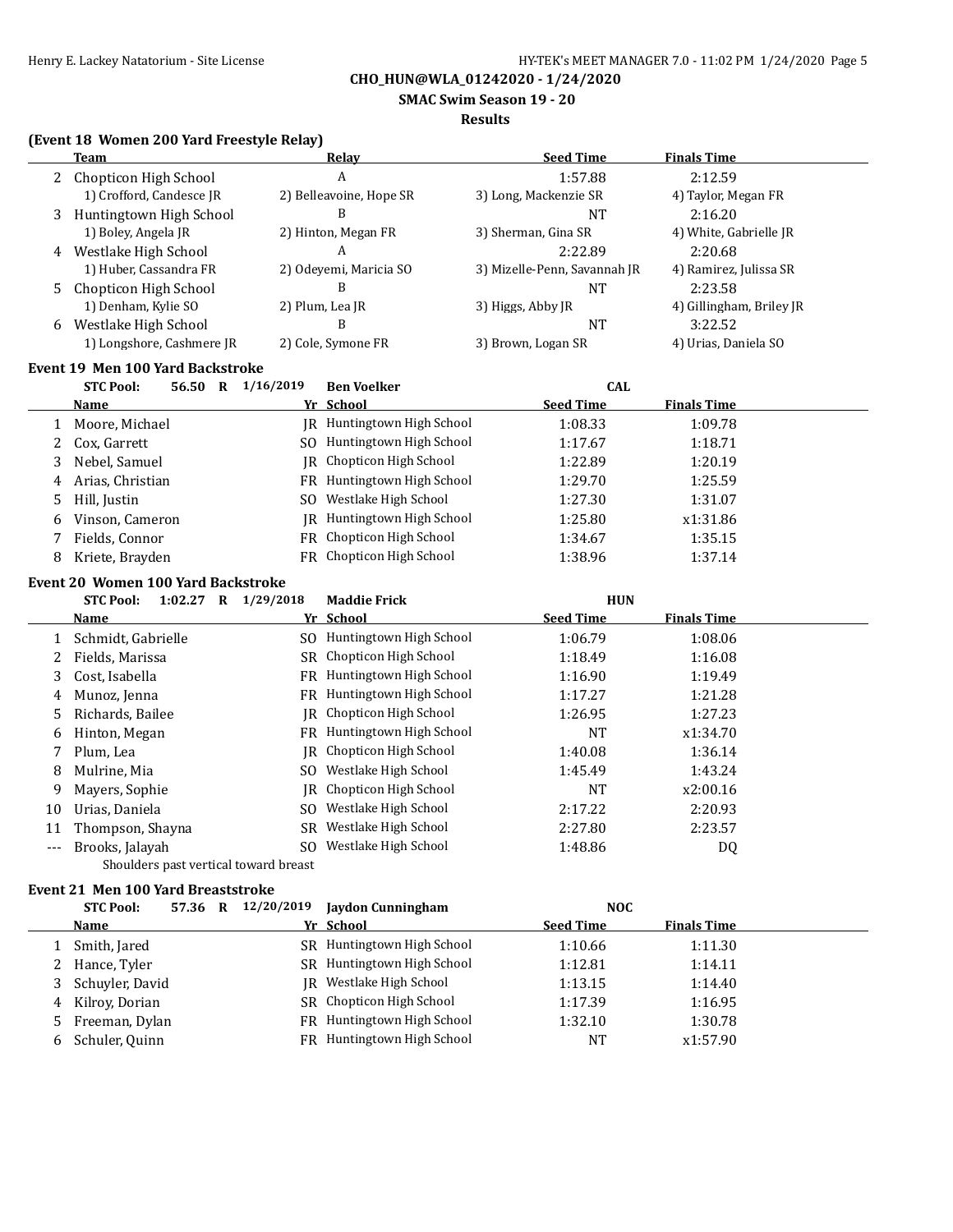**CHO_HUN@WLA_01242020 - 1/24/2020**

**SMAC Swim Season 19 - 20**

**Results**

### (Event 18 Women 200 Yard Freestyle Relay)

| | Team | Relay | Seed Time | Finals Time |
|---|---|---|---|---|
| 2 | Chopticon High School | A | 1:57.88 | 2:12.59 |
| | 1) Crofford, Candesce JR | 2) Belleavoine, Hope SR | 3) Long, Mackenzie SR | 4) Taylor, Megan FR |
| 3 | Huntingtown High School | B | NT | 2:16.20 |
| | 1) Boley, Angela JR | 2) Hinton, Megan FR | 3) Sherman, Gina SR | 4) White, Gabrielle JR |
| 4 | Westlake High School | A | 2:22.89 | 2:20.68 |
| | 1) Huber, Cassandra FR | 2) Odeyemi, Maricia SO | 3) Mizelle-Penn, Savannah JR | 4) Ramirez, Julissa SR |
| 5 | Chopticon High School | B | NT | 2:23.58 |
| | 1) Denham, Kylie SO | 2) Plum, Lea JR | 3) Higgs, Abby JR | 4) Gillingham, Briley JR |
| 6 | Westlake High School | B | NT | 3:22.52 |
| | 1) Longshore, Cashmere JR | 2) Cole, Symone FR | 3) Brown, Logan SR | 4) Urias, Daniela SO |

### Event 19 Men 100 Yard Backstroke

STC Pool: 56.50 R 1/16/2019 Ben Voelker CAL

| | Name | Yr | School | Seed Time | Finals Time |
|---|---|---|---|---|---|
| 1 | Moore, Michael | JR | Huntingtown High School | 1:08.33 | 1:09.78 |
| 2 | Cox, Garrett | SO | Huntingtown High School | 1:17.67 | 1:18.71 |
| 3 | Nebel, Samuel | JR | Chopticon High School | 1:22.89 | 1:20.19 |
| 4 | Arias, Christian | FR | Huntingtown High School | 1:29.70 | 1:25.59 |
| 5 | Hill, Justin | SO | Westlake High School | 1:27.30 | 1:31.07 |
| 6 | Vinson, Cameron | JR | Huntingtown High School | 1:25.80 | x1:31.86 |
| 7 | Fields, Connor | FR | Chopticon High School | 1:34.67 | 1:35.15 |
| 8 | Kriete, Brayden | FR | Chopticon High School | 1:38.96 | 1:37.14 |

### Event 20 Women 100 Yard Backstroke

STC Pool: 1:02.27 R 1/29/2018 Maddie Frick HUN

| | Name | Yr | School | Seed Time | Finals Time |
|---|---|---|---|---|---|
| 1 | Schmidt, Gabrielle | SO | Huntingtown High School | 1:06.79 | 1:08.06 |
| 2 | Fields, Marissa | SR | Chopticon High School | 1:18.49 | 1:16.08 |
| 3 | Cost, Isabella | FR | Huntingtown High School | 1:16.90 | 1:19.49 |
| 4 | Munoz, Jenna | FR | Huntingtown High School | 1:17.27 | 1:21.28 |
| 5 | Richards, Bailee | JR | Chopticon High School | 1:26.95 | 1:27.23 |
| 6 | Hinton, Megan | FR | Huntingtown High School | NT | x1:34.70 |
| 7 | Plum, Lea | JR | Chopticon High School | 1:40.08 | 1:36.14 |
| 8 | Mulrine, Mia | SO | Westlake High School | 1:45.49 | 1:43.24 |
| 9 | Mayers, Sophie | JR | Chopticon High School | NT | x2:00.16 |
| 10 | Urias, Daniela | SO | Westlake High School | 2:17.22 | 2:20.93 |
| 11 | Thompson, Shayna | SR | Westlake High School | 2:27.80 | 2:23.57 |
| --- | Brooks, Jalayah | SO | Westlake High School | 1:48.86 | DQ |

Shoulders past vertical toward breast

### Event 21 Men 100 Yard Breaststroke

STC Pool: 57.36 R 12/20/2019 Jaydon Cunningham NOC

| | Name | Yr | School | Seed Time | Finals Time |
|---|---|---|---|---|---|
| 1 | Smith, Jared | SR | Huntingtown High School | 1:10.66 | 1:11.30 |
| 2 | Hance, Tyler | SR | Huntingtown High School | 1:12.81 | 1:14.11 |
| 3 | Schuyler, David | JR | Westlake High School | 1:13.15 | 1:14.40 |
| 4 | Kilroy, Dorian | SR | Chopticon High School | 1:17.39 | 1:16.95 |
| 5 | Freeman, Dylan | FR | Huntingtown High School | 1:32.10 | 1:30.78 |
| 6 | Schuler, Quinn | FR | Huntingtown High School | NT | x1:57.90 |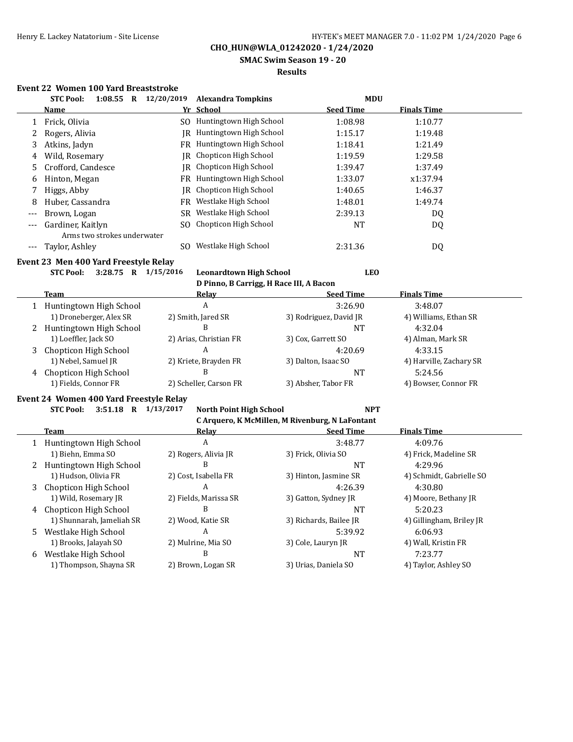**CHO_HUN@WLA_01242020 - 1/24/2020**

**SMAC Swim Season 19 - 20**

**Results**

### Event 22 Women 100 Yard Breaststroke

**STC Pool: 1:08.55 R 12/20/2019 Alexandra Tompkins MDU**

| | Name | Yr | School | Seed Time | Finals Time |
|---|---|---|---|---|---|
| 1 | Frick, Olivia | SO | Huntingtown High School | 1:08.98 | 1:10.77 |
| 2 | Rogers, Alivia | JR | Huntingtown High School | 1:15.17 | 1:19.48 |
| 3 | Atkins, Jadyn | FR | Huntingtown High School | 1:18.41 | 1:21.49 |
| 4 | Wild, Rosemary | JR | Chopticon High School | 1:19.59 | 1:29.58 |
| 5 | Crofford, Candesce | JR | Chopticon High School | 1:39.47 | 1:37.49 |
| 6 | Hinton, Megan | FR | Huntingtown High School | 1:33.07 | x1:37.94 |
| 7 | Higgs, Abby | JR | Chopticon High School | 1:40.65 | 1:46.37 |
| 8 | Huber, Cassandra | FR | Westlake High School | 1:48.01 | 1:49.74 |
| --- | Brown, Logan | SR | Westlake High School | 2:39.13 | DQ |
| --- | Gardiner, Kaitlyn | SO | Chopticon High School | NT | DQ |
| | Arms two strokes underwater | | | | |
| --- | Taylor, Ashley | SO | Westlake High School | 2:31.36 | DQ |

### Event 23 Men 400 Yard Freestyle Relay

**STC Pool: 3:28.75 R 1/15/2016 Leonardtown High School LEO**
**D Pinno, B Carrigg, H Race III, A Bacon**

| | Team | Relay | Seed Time | Finals Time |
|---|---|---|---|---|
| 1 | Huntingtown High School | A | 3:26.90 | 3:48.07 |
| | 1) Droneberger, Alex SR | 2) Smith, Jared SR | 3) Rodriguez, David JR | 4) Williams, Ethan SR |
| 2 | Huntingtown High School | B | NT | 4:32.04 |
| | 1) Loeffler, Jack SO | 2) Arias, Christian FR | 3) Cox, Garrett SO | 4) Alman, Mark SR |
| 3 | Chopticon High School | A | 4:20.69 | 4:33.15 |
| | 1) Nebel, Samuel JR | 2) Kriete, Brayden FR | 3) Dalton, Isaac SO | 4) Harville, Zachary SR |
| 4 | Chopticon High School | B | NT | 5:24.56 |
| | 1) Fields, Connor FR | 2) Scheller, Carson FR | 3) Absher, Tabor FR | 4) Bowser, Connor FR |

### Event 24 Women 400 Yard Freestyle Relay

**STC Pool: 3:51.18 R 1/13/2017 North Point High School NPT**
**C Arquero, K McMillen, M Rivenburg, N LaFontant**

| | Team | Relay | Seed Time | Finals Time |
|---|---|---|---|---|
| 1 | Huntingtown High School | A | 3:48.77 | 4:09.76 |
| | 1) Biehn, Emma SO | 2) Rogers, Alivia JR | 3) Frick, Olivia SO | 4) Frick, Madeline SR |
| 2 | Huntingtown High School | B | NT | 4:29.96 |
| | 1) Hudson, Olivia FR | 2) Cost, Isabella FR | 3) Hinton, Jasmine SR | 4) Schmidt, Gabrielle SO |
| 3 | Chopticon High School | A | 4:26.39 | 4:30.80 |
| | 1) Wild, Rosemary JR | 2) Fields, Marissa SR | 3) Gatton, Sydney JR | 4) Moore, Bethany JR |
| 4 | Chopticon High School | B | NT | 5:20.23 |
| | 1) Shunnarah, Jameliah SR | 2) Wood, Katie SR | 3) Richards, Bailee JR | 4) Gillingham, Briley JR |
| 5 | Westlake High School | A | 5:39.92 | 6:06.93 |
| | 1) Brooks, Jalayah SO | 2) Mulrine, Mia SO | 3) Cole, Lauryn JR | 4) Wall, Kristin FR |
| 6 | Westlake High School | B | NT | 7:23.77 |
| | 1) Thompson, Shayna SR | 2) Brown, Logan SR | 3) Urias, Daniela SO | 4) Taylor, Ashley SO |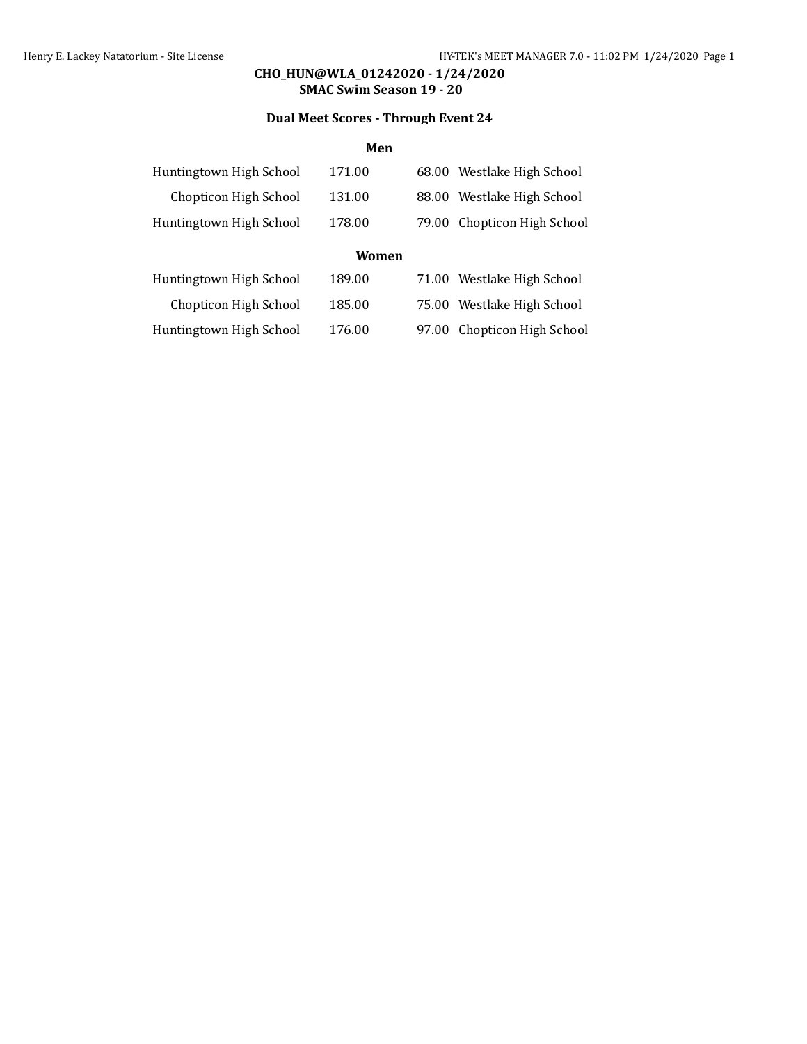**CHO_HUN@WLA_01242020 - 1/24/2020**
**SMAC Swim Season 19 - 20**

### Dual Meet Scores - Through Event 24

**Men**

| | | | |
|---|---|---|---|
| Huntingtown High School | 171.00 | 68.00 | Westlake High School |
| Chopticon High School | 131.00 | 88.00 | Westlake High School |
| Huntingtown High School | 178.00 | 79.00 | Chopticon High School |

**Women**

| | | | |
|---|---|---|---|
| Huntingtown High School | 189.00 | 71.00 | Westlake High School |
| Chopticon High School | 185.00 | 75.00 | Westlake High School |
| Huntingtown High School | 176.00 | 97.00 | Chopticon High School |